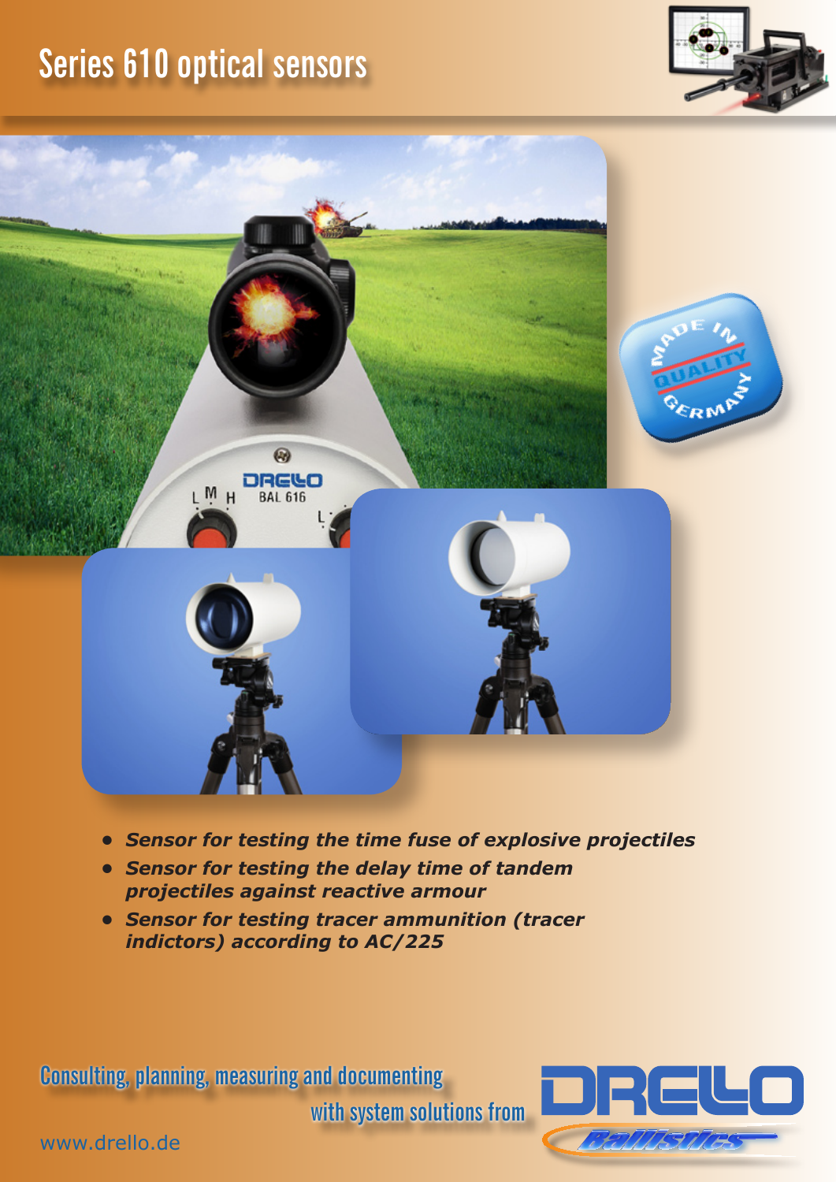# Series 610 optical sensors

- ***Sensor for testing the time fuse of explosive projectiles***
- ***Sensor for testing the delay time of tandem projectiles against reactive armour***
- ***Sensor for testing tracer ammunition (tracer indictors) according to AC/225***

Consulting, planning, measuring and documenting
with system solutions from

DRELLO Ballistics

www.drello.de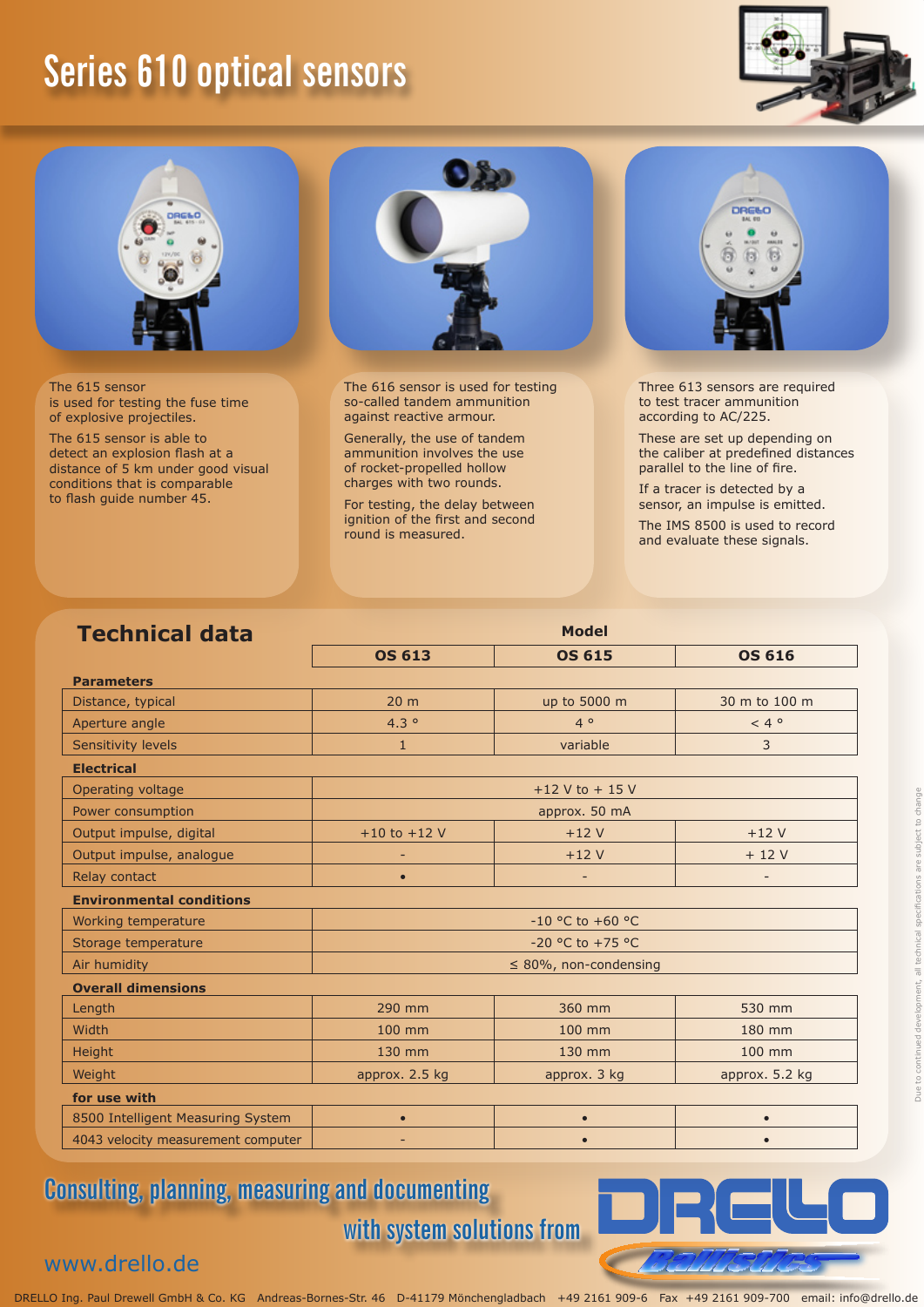# Series 610 optical sensors

The 615 sensor is used for testing the fuse time of explosive projectiles.

The 615 sensor is able to detect an explosion flash at a distance of 5 km under good visual conditions that is comparable to flash guide number 45.

The 616 sensor is used for testing so-called tandem ammunition against reactive armour.

Generally, the use of tandem ammunition involves the use of rocket-propelled hollow charges with two rounds.

For testing, the delay between ignition of the first and second round is measured.

Three 613 sensors are required to test tracer ammunition according to AC/225.

These are set up depending on the caliber at predefined distances parallel to the line of fire.

If a tracer is detected by a sensor, an impulse is emitted.

The IMS 8500 is used to record and evaluate these signals.

## Technical data

| | Model | | |
|---|---|---|---|
| | **OS 613** | **OS 615** | **OS 616** |
| **Parameters** | | | |
| Distance, typical | 20 m | up to 5000 m | 30 m to 100 m |
| Aperture angle | 4.3 ° | 4 ° | < 4 ° |
| Sensitivity levels | 1 | variable | 3 |
| **Electrical** | | | |
| Operating voltage | +12 V to + 15 V | | |
| Power consumption | approx. 50 mA | | |
| Output impulse, digital | +10 to +12 V | +12 V | +12 V |
| Output impulse, analogue | - | +12 V | + 12 V |
| Relay contact | • | - | - |
| **Environmental conditions** | | | |
| Working temperature | -10 °C to +60 °C | | |
| Storage temperature | -20 °C to +75 °C | | |
| Air humidity | ≤ 80%, non-condensing | | |
| **Overall dimensions** | | | |
| Length | 290 mm | 360 mm | 530 mm |
| Width | 100 mm | 100 mm | 180 mm |
| Height | 130 mm | 130 mm | 100 mm |
| Weight | approx. 2.5 kg | approx. 3 kg | approx. 5.2 kg |
| **for use with** | | | |
| 8500 Intelligent Measuring System | • | • | • |
| 4043 velocity measurement computer | - | • | • |

Due to continued development, all technical specifications are subject to change

Consulting, planning, measuring and documenting with system solutions from DRELLO Ballistics

www.drello.de

DRELLO Ing. Paul Drewell GmbH & Co. KG Andreas-Bornes-Str. 46 D-41179 Mönchengladbach +49 2161 909-6 Fax +49 2161 909-700 email: info@drello.de